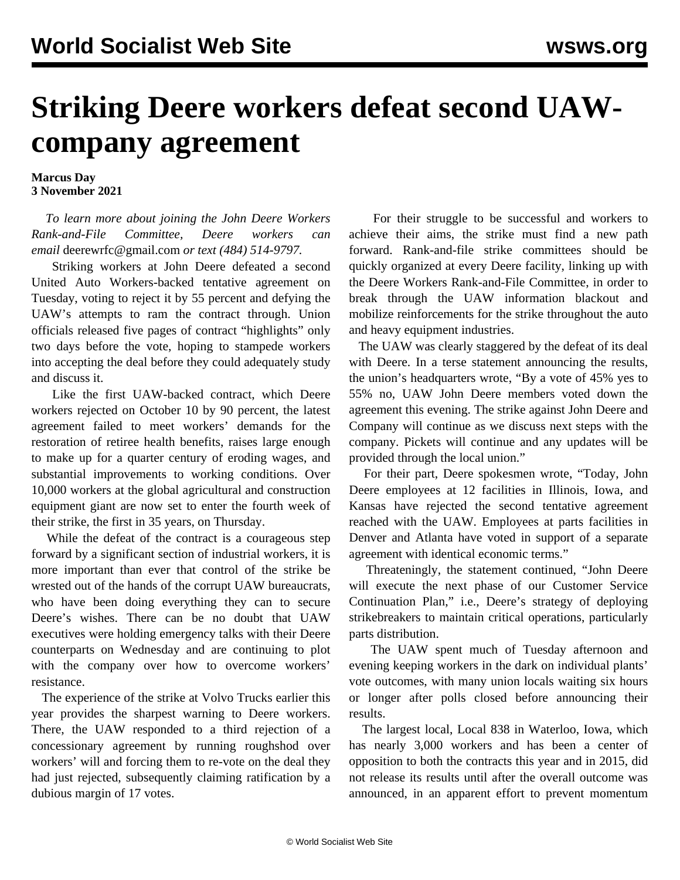# Striking Deere workers defeat second UAW-company agreement

**Marcus Day**
**3 November 2021**

*To learn more about joining the John Deere Workers Rank-and-File Committee, Deere workers can email* deerewrfc@gmail.com *or text (484) 514-9797.*

Striking workers at John Deere defeated a second United Auto Workers-backed tentative agreement on Tuesday, voting to reject it by 55 percent and defying the UAW's attempts to ram the contract through. Union officials released five pages of contract "highlights" only two days before the vote, hoping to stampede workers into accepting the deal before they could adequately study and discuss it.

Like the first UAW-backed contract, which Deere workers rejected on October 10 by 90 percent, the latest agreement failed to meet workers' demands for the restoration of retiree health benefits, raises large enough to make up for a quarter century of eroding wages, and substantial improvements to working conditions. Over 10,000 workers at the global agricultural and construction equipment giant are now set to enter the fourth week of their strike, the first in 35 years, on Thursday.

While the defeat of the contract is a courageous step forward by a significant section of industrial workers, it is more important than ever that control of the strike be wrested out of the hands of the corrupt UAW bureaucrats, who have been doing everything they can to secure Deere's wishes. There can be no doubt that UAW executives were holding emergency talks with their Deere counterparts on Wednesday and are continuing to plot with the company over how to overcome workers' resistance.

The experience of the strike at Volvo Trucks earlier this year provides the sharpest warning to Deere workers. There, the UAW responded to a third rejection of a concessionary agreement by running roughshod over workers' will and forcing them to re-vote on the deal they had just rejected, subsequently claiming ratification by a dubious margin of 17 votes.

For their struggle to be successful and workers to achieve their aims, the strike must find a new path forward. Rank-and-file strike committees should be quickly organized at every Deere facility, linking up with the Deere Workers Rank-and-File Committee, in order to break through the UAW information blackout and mobilize reinforcements for the strike throughout the auto and heavy equipment industries.

The UAW was clearly staggered by the defeat of its deal with Deere. In a terse statement announcing the results, the union's headquarters wrote, "By a vote of 45% yes to 55% no, UAW John Deere members voted down the agreement this evening. The strike against John Deere and Company will continue as we discuss next steps with the company. Pickets will continue and any updates will be provided through the local union."

For their part, Deere spokesmen wrote, "Today, John Deere employees at 12 facilities in Illinois, Iowa, and Kansas have rejected the second tentative agreement reached with the UAW. Employees at parts facilities in Denver and Atlanta have voted in support of a separate agreement with identical economic terms."

Threateningly, the statement continued, "John Deere will execute the next phase of our Customer Service Continuation Plan," i.e., Deere's strategy of deploying strikebreakers to maintain critical operations, particularly parts distribution.

The UAW spent much of Tuesday afternoon and evening keeping workers in the dark on individual plants' vote outcomes, with many union locals waiting six hours or longer after polls closed before announcing their results.

The largest local, Local 838 in Waterloo, Iowa, which has nearly 3,000 workers and has been a center of opposition to both the contracts this year and in 2015, did not release its results until after the overall outcome was announced, in an apparent effort to prevent momentum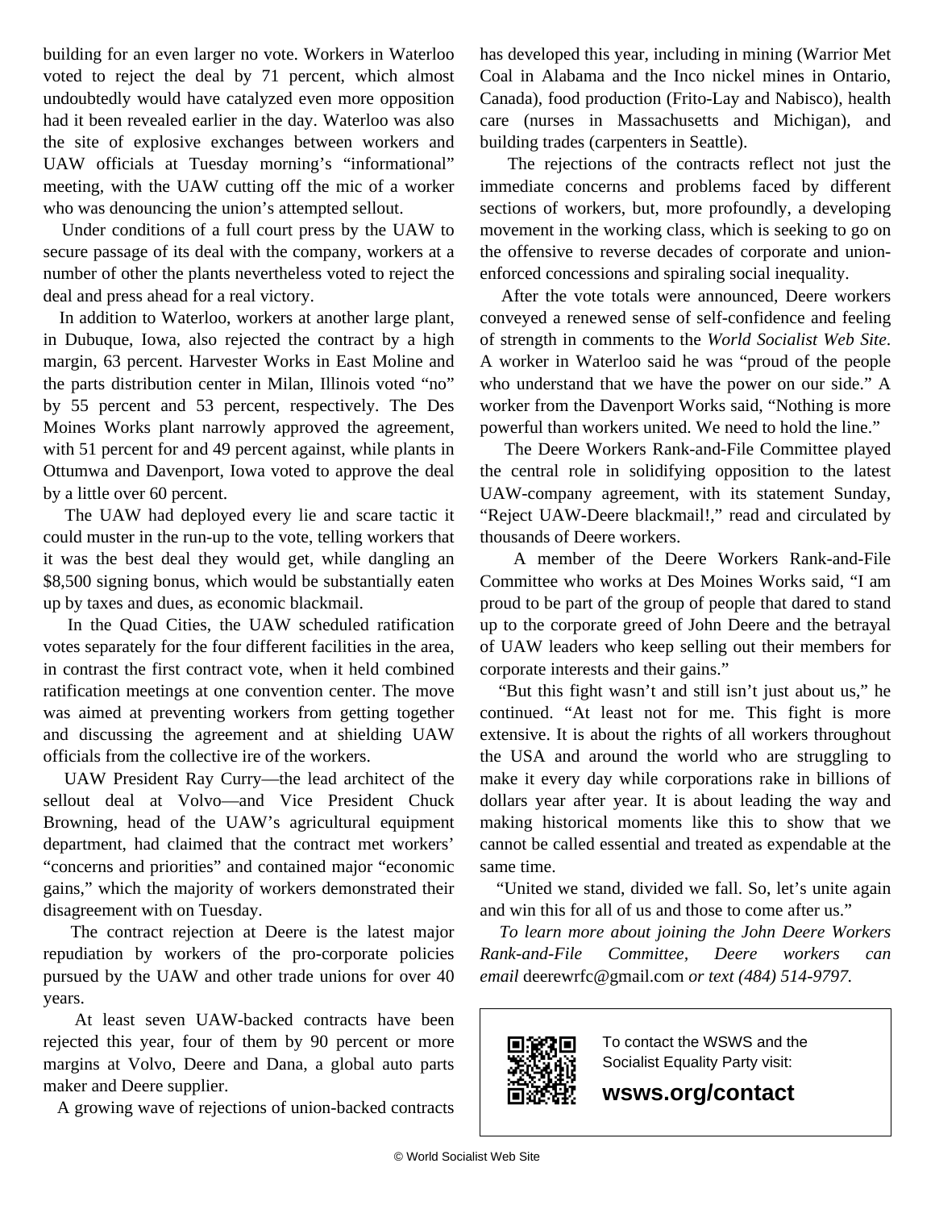building for an even larger no vote. Workers in Waterloo voted to reject the deal by 71 percent, which almost undoubtedly would have catalyzed even more opposition had it been revealed earlier in the day. Waterloo was also the site of explosive exchanges between workers and UAW officials at Tuesday morning's "informational" meeting, with the UAW cutting off the mic of a worker who was denouncing the union's attempted sellout.

Under conditions of a full court press by the UAW to secure passage of its deal with the company, workers at a number of other the plants nevertheless voted to reject the deal and press ahead for a real victory.

In addition to Waterloo, workers at another large plant, in Dubuque, Iowa, also rejected the contract by a high margin, 63 percent. Harvester Works in East Moline and the parts distribution center in Milan, Illinois voted "no" by 55 percent and 53 percent, respectively. The Des Moines Works plant narrowly approved the agreement, with 51 percent for and 49 percent against, while plants in Ottumwa and Davenport, Iowa voted to approve the deal by a little over 60 percent.

The UAW had deployed every lie and scare tactic it could muster in the run-up to the vote, telling workers that it was the best deal they would get, while dangling an $8,500 signing bonus, which would be substantially eaten up by taxes and dues, as economic blackmail.

In the Quad Cities, the UAW scheduled ratification votes separately for the four different facilities in the area, in contrast the first contract vote, when it held combined ratification meetings at one convention center. The move was aimed at preventing workers from getting together and discussing the agreement and at shielding UAW officials from the collective ire of the workers.

UAW President Ray Curry—the lead architect of the sellout deal at Volvo—and Vice President Chuck Browning, head of the UAW's agricultural equipment department, had claimed that the contract met workers' "concerns and priorities" and contained major "economic gains," which the majority of workers demonstrated their disagreement with on Tuesday.

The contract rejection at Deere is the latest major repudiation by workers of the pro-corporate policies pursued by the UAW and other trade unions for over 40 years.

At least seven UAW-backed contracts have been rejected this year, four of them by 90 percent or more margins at Volvo, Deere and Dana, a global auto parts maker and Deere supplier.

A growing wave of rejections of union-backed contracts has developed this year, including in mining (Warrior Met Coal in Alabama and the Inco nickel mines in Ontario, Canada), food production (Frito-Lay and Nabisco), health care (nurses in Massachusetts and Michigan), and building trades (carpenters in Seattle).

The rejections of the contracts reflect not just the immediate concerns and problems faced by different sections of workers, but, more profoundly, a developing movement in the working class, which is seeking to go on the offensive to reverse decades of corporate and union-enforced concessions and spiraling social inequality.

After the vote totals were announced, Deere workers conveyed a renewed sense of self-confidence and feeling of strength in comments to the *World Socialist Web Site*. A worker in Waterloo said he was "proud of the people who understand that we have the power on our side." A worker from the Davenport Works said, "Nothing is more powerful than workers united. We need to hold the line."

The Deere Workers Rank-and-File Committee played the central role in solidifying opposition to the latest UAW-company agreement, with its statement Sunday, "Reject UAW-Deere blackmail!," read and circulated by thousands of Deere workers.

A member of the Deere Workers Rank-and-File Committee who works at Des Moines Works said, "I am proud to be part of the group of people that dared to stand up to the corporate greed of John Deere and the betrayal of UAW leaders who keep selling out their members for corporate interests and their gains."

"But this fight wasn't and still isn't just about us," he continued. "At least not for me. This fight is more extensive. It is about the rights of all workers throughout the USA and around the world who are struggling to make it every day while corporations rake in billions of dollars year after year. It is about leading the way and making historical moments like this to show that we cannot be called essential and treated as expendable at the same time.

"United we stand, divided we fall. So, let's unite again and win this for all of us and those to come after us."

*To learn more about joining the John Deere Workers Rank-and-File Committee, Deere workers can email* deerewrfc@gmail.com *or text (484) 514-9797.*

To contact the WSWS and the Socialist Equality Party visit:

**wsws.org/contact**